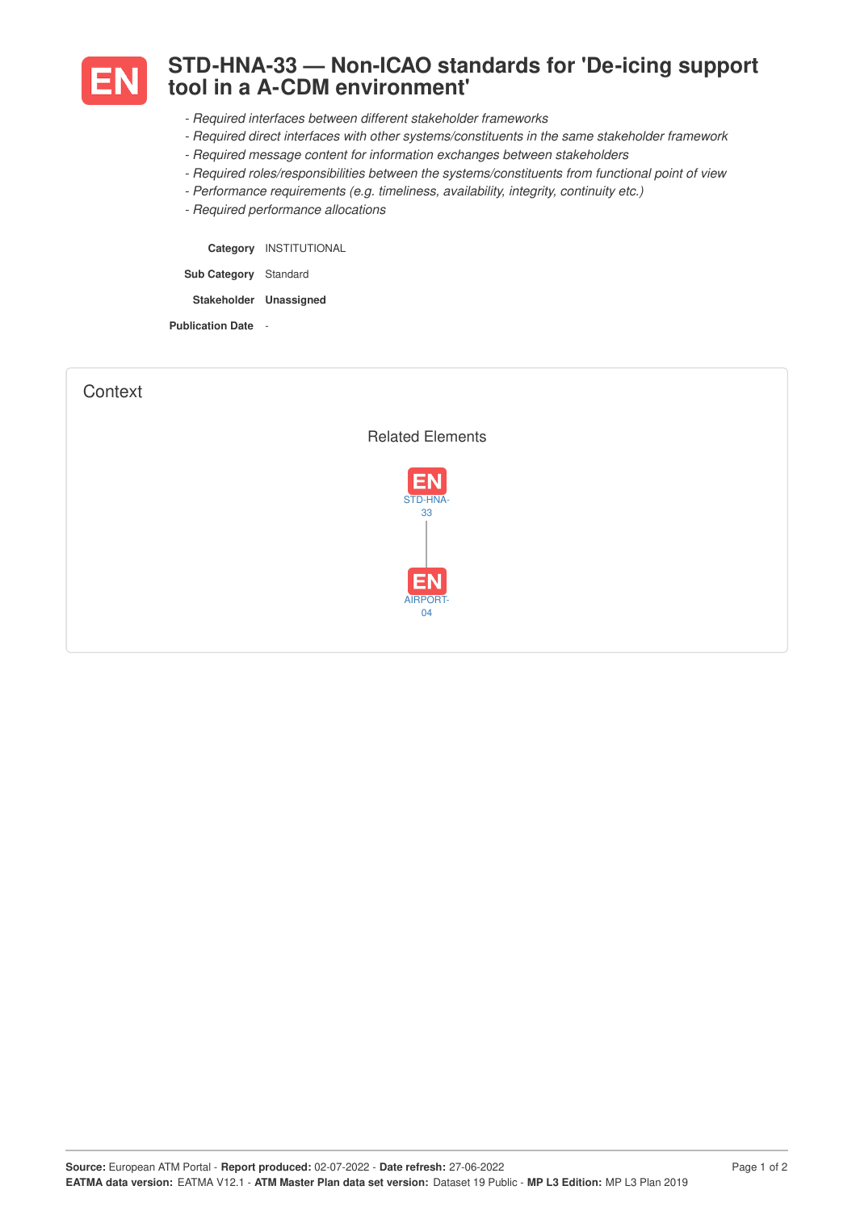# STD-HNA-33 — Non-ICAO standards for 'De-icing support tool in a A-CDM environment'

*- Required interfaces between different stakeholder frameworks*
*- Required direct interfaces with other systems/constituents in the same stakeholder framework*
*- Required message content for information exchanges between stakeholders*
*- Required roles/responsibilities between the systems/constituents from functional point of view*
*- Performance requirements (e.g. timeliness, availability, integrity, continuity etc.)*
*- Required performance allocations*

| | |
|---|---|
| **Category** | INSTITUTIONAL |
| **Sub Category** | Standard |
| **Stakeholder** | **Unassigned** |
| **Publication Date** | - |

## Context

### Related Elements

EN STD-HNA-33

EN AIRPORT-04

**Source:** European ATM Portal - **Report produced:** 02-07-2022 - **Date refresh:** 27-06-2022
**EATMA data version:** EATMA V12.1 - **ATM Master Plan data set version:** Dataset 19 Public - **MP L3 Edition:** MP L3 Plan 2019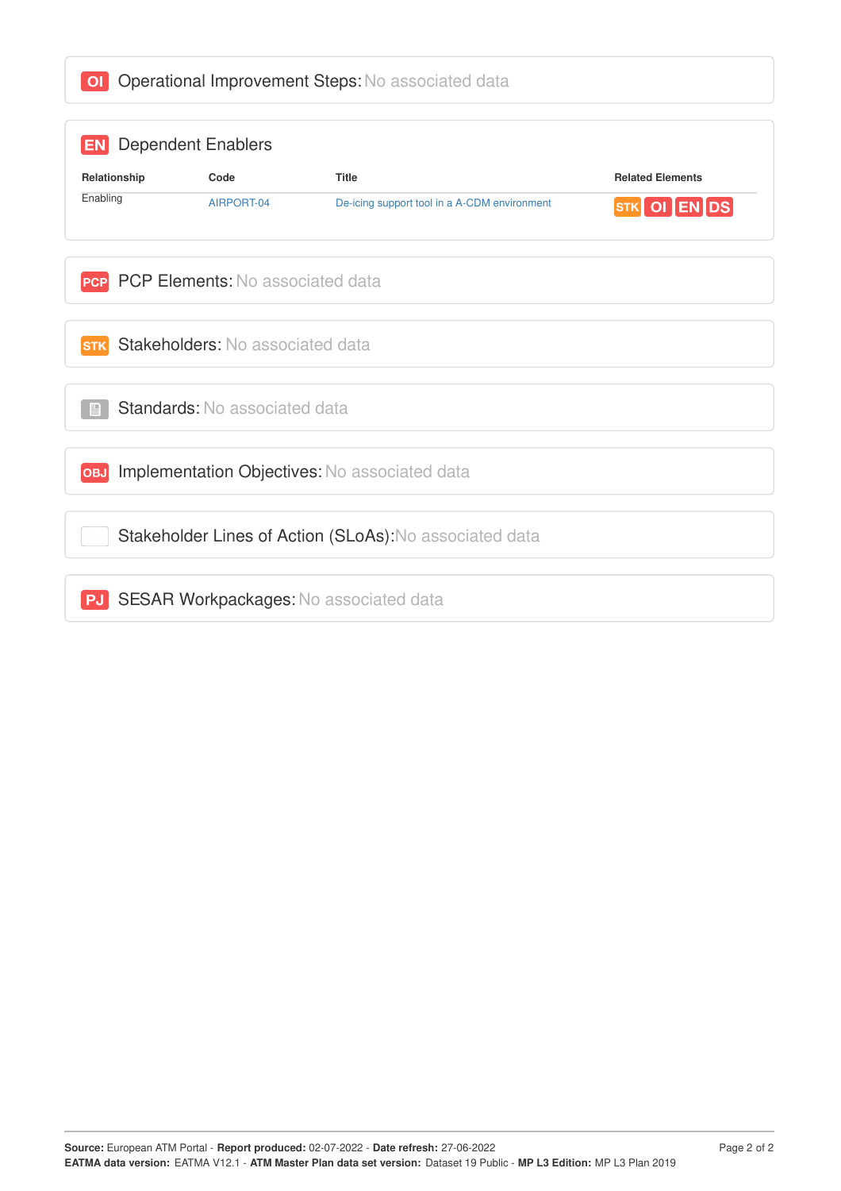## OI Operational Improvement Steps: No associated data

## EN Dependent Enablers

| Relationship | Code | Title | Related Elements |
|---|---|---|---|
| Enabling | AIRPORT-04 | De-icing support tool in a A-CDM environment | STK OI EN DS |

## PCP PCP Elements: No associated data

## STK Stakeholders: No associated data

## Standards: No associated data

## OBJ Implementation Objectives: No associated data

## Stakeholder Lines of Action (SLoAs): No associated data

## PJ SESAR Workpackages: No associated data

**Source:** European ATM Portal - **Report produced:** 02-07-2022 - **Date refresh:** 27-06-2022
**EATMA data version:** EATMA V12.1 - **ATM Master Plan data set version:** Dataset 19 Public - **MP L3 Edition:** MP L3 Plan 2019